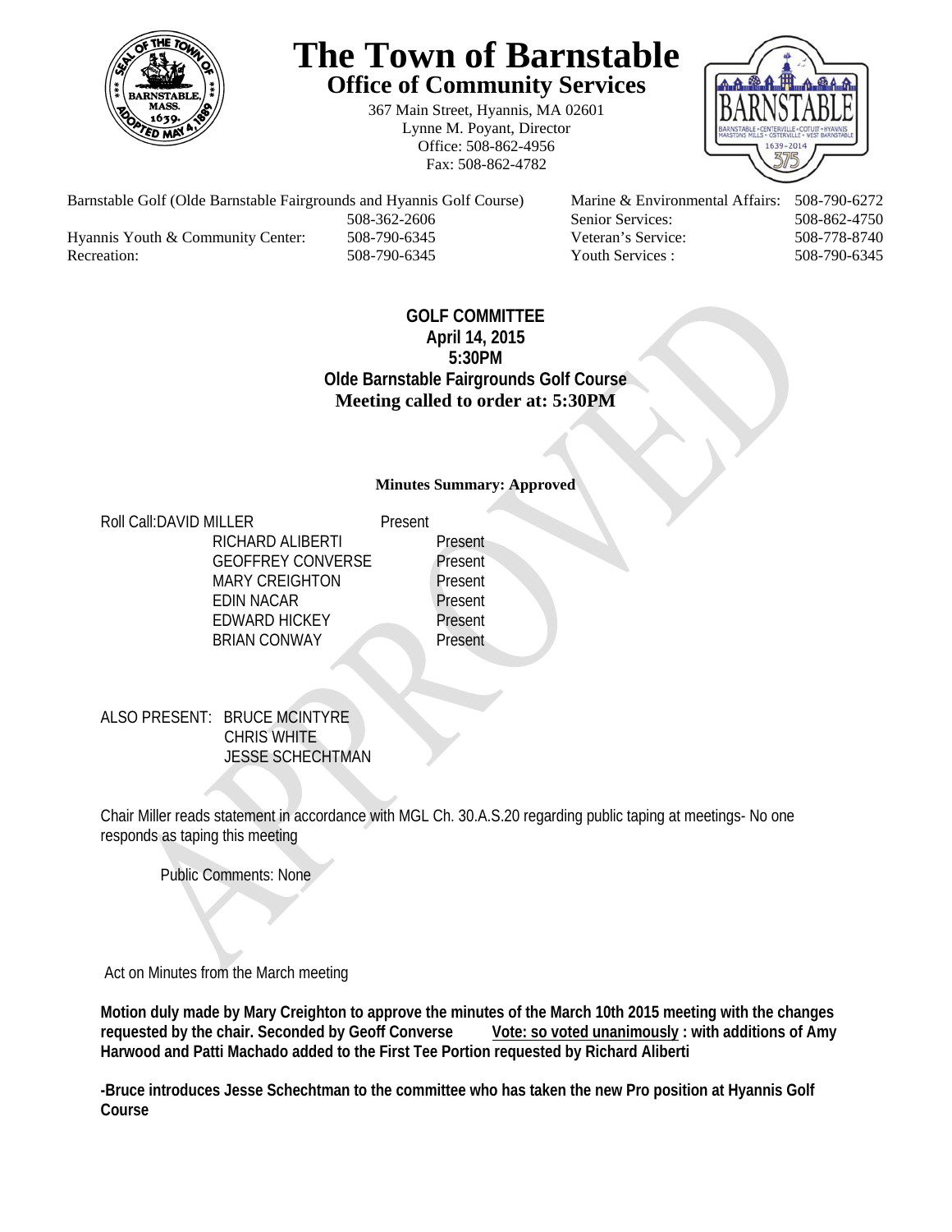# The Town of Barnstable

## Office of Community Services

367 Main Street, Hyannis, MA 02601
Lynne M. Poyant, Director
Office: 508-862-4956
Fax: 508-862-4782

| | | | |
|---|---|---|---|
| Barnstable Golf (Olde Barnstable Fairgrounds and Hyannis Golf Course) | 508-362-2606 | Marine & Environmental Affairs: | 508-790-6272 |
| | | Senior Services: | 508-862-4750 |
| Hyannis Youth & Community Center: | 508-790-6345 | Veteran's Service: | 508-778-8740 |
| Recreation: | 508-790-6345 | Youth Services : | 508-790-6345 |

**GOLF COMMITTEE**
**April 14, 2015**
**5:30PM**
**Olde Barnstable Fairgrounds Golf Course**
**Meeting called to order at: 5:30PM**

**Minutes Summary: Approved**

Roll Call:

| | |
|---|---|
| DAVID MILLER | Present |
| RICHARD ALIBERTI | Present |
| GEOFFREY CONVERSE | Present |
| MARY CREIGHTON | Present |
| EDIN NACAR | Present |
| EDWARD HICKEY | Present |
| BRIAN CONWAY | Present |

ALSO PRESENT: BRUCE MCINTYRE
CHRIS WHITE
JESSE SCHECHTMAN

Chair Miller reads statement in accordance with MGL Ch. 30.A.S.20 regarding public taping at meetings- No one responds as taping this meeting

Public Comments: None

Act on Minutes from the March meeting

**Motion duly made by Mary Creighton to approve the minutes of the March 10th 2015 meeting with the changes requested by the chair. Seconded by Geoff Converse <u>Vote: so voted unanimously</u> : with additions of Amy Harwood and Patti Machado added to the First Tee Portion requested by Richard Aliberti**

**-Bruce introduces Jesse Schechtman to the committee who has taken the new Pro position at Hyannis Golf Course**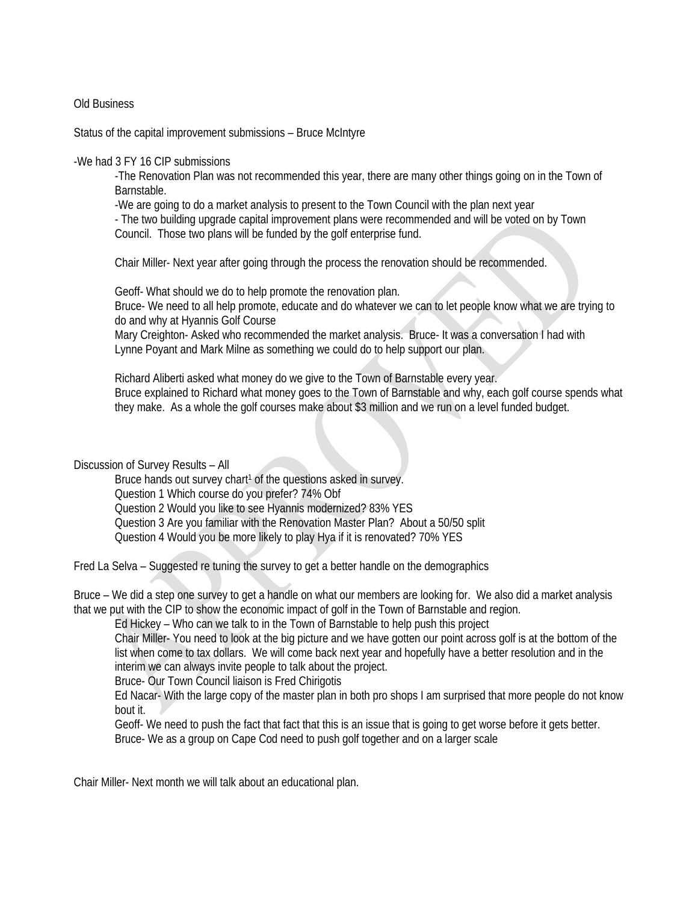Old Business

Status of the capital improvement submissions – Bruce McIntyre

-We had 3 FY 16 CIP submissions

-The Renovation Plan was not recommended this year, there are many other things going on in the Town of Barnstable.

-We are going to do a market analysis to present to the Town Council with the plan next year

- The two building upgrade capital improvement plans were recommended and will be voted on by Town Council. Those two plans will be funded by the golf enterprise fund.

Chair Miller- Next year after going through the process the renovation should be recommended.

Geoff- What should we do to help promote the renovation plan.

Bruce- We need to all help promote, educate and do whatever we can to let people know what we are trying to do and why at Hyannis Golf Course

Mary Creighton- Asked who recommended the market analysis. Bruce- It was a conversation I had with Lynne Poyant and Mark Milne as something we could do to help support our plan.

Richard Aliberti asked what money do we give to the Town of Barnstable every year.

Bruce explained to Richard what money goes to the Town of Barnstable and why, each golf course spends what they make. As a whole the golf courses make about $3 million and we run on a level funded budget.

Discussion of Survey Results – All

Bruce hands out survey chart[1] of the questions asked in survey.

Question 1 Which course do you prefer? 74% Obf

Question 2 Would you like to see Hyannis modernized? 83% YES

Question 3 Are you familiar with the Renovation Master Plan? About a 50/50 split

Question 4 Would you be more likely to play Hya if it is renovated? 70% YES

Fred La Selva – Suggested re tuning the survey to get a better handle on the demographics

Bruce – We did a step one survey to get a handle on what our members are looking for. We also did a market analysis that we put with the CIP to show the economic impact of golf in the Town of Barnstable and region.

Ed Hickey – Who can we talk to in the Town of Barnstable to help push this project

Chair Miller- You need to look at the big picture and we have gotten our point across golf is at the bottom of the list when come to tax dollars. We will come back next year and hopefully have a better resolution and in the interim we can always invite people to talk about the project.

Bruce- Our Town Council liaison is Fred Chirigotis

Ed Nacar- With the large copy of the master plan in both pro shops I am surprised that more people do not know bout it.

Geoff- We need to push the fact that fact that this is an issue that is going to get worse before it gets better.

Bruce- We as a group on Cape Cod need to push golf together and on a larger scale

Chair Miller- Next month we will talk about an educational plan.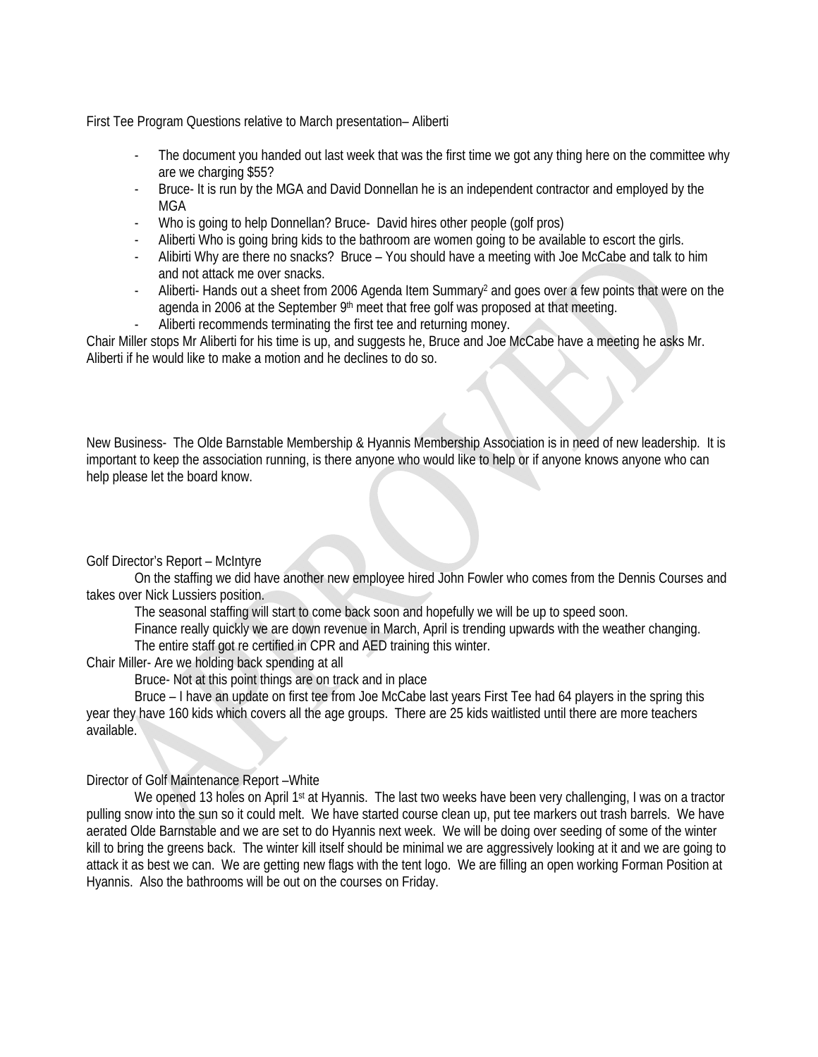First Tee Program Questions relative to March presentation– Aliberti

- The document you handed out last week that was the first time we got any thing here on the committee why are we charging $55?
- Bruce- It is run by the MGA and David Donnellan he is an independent contractor and employed by the MGA
- Who is going to help Donnellan? Bruce- David hires other people (golf pros)
- Aliberti Who is going bring kids to the bathroom are women going to be available to escort the girls.
- Alibirti Why are there no snacks? Bruce – You should have a meeting with Joe McCabe and talk to him and not attack me over snacks.
- Aliberti- Hands out a sheet from 2006 Agenda Item Summary[2] and goes over a few points that were on the agenda in 2006 at the September 9th meet that free golf was proposed at that meeting.
- Aliberti recommends terminating the first tee and returning money.

Chair Miller stops Mr Aliberti for his time is up, and suggests he, Bruce and Joe McCabe have a meeting he asks Mr. Aliberti if he would like to make a motion and he declines to do so.

New Business- The Olde Barnstable Membership & Hyannis Membership Association is in need of new leadership. It is important to keep the association running, is there anyone who would like to help or if anyone knows anyone who can help please let the board know.

Golf Director's Report – McIntyre

On the staffing we did have another new employee hired John Fowler who comes from the Dennis Courses and takes over Nick Lussiers position.

The seasonal staffing will start to come back soon and hopefully we will be up to speed soon.

Finance really quickly we are down revenue in March, April is trending upwards with the weather changing.

The entire staff got re certified in CPR and AED training this winter.

Chair Miller- Are we holding back spending at all

Bruce- Not at this point things are on track and in place

Bruce – I have an update on first tee from Joe McCabe last years First Tee had 64 players in the spring this year they have 160 kids which covers all the age groups. There are 25 kids waitlisted until there are more teachers available.

Director of Golf Maintenance Report –White

We opened 13 holes on April 1st at Hyannis. The last two weeks have been very challenging, I was on a tractor pulling snow into the sun so it could melt. We have started course clean up, put tee markers out trash barrels. We have aerated Olde Barnstable and we are set to do Hyannis next week. We will be doing over seeding of some of the winter kill to bring the greens back. The winter kill itself should be minimal we are aggressively looking at it and we are going to attack it as best we can. We are getting new flags with the tent logo. We are filling an open working Forman Position at Hyannis. Also the bathrooms will be out on the courses on Friday.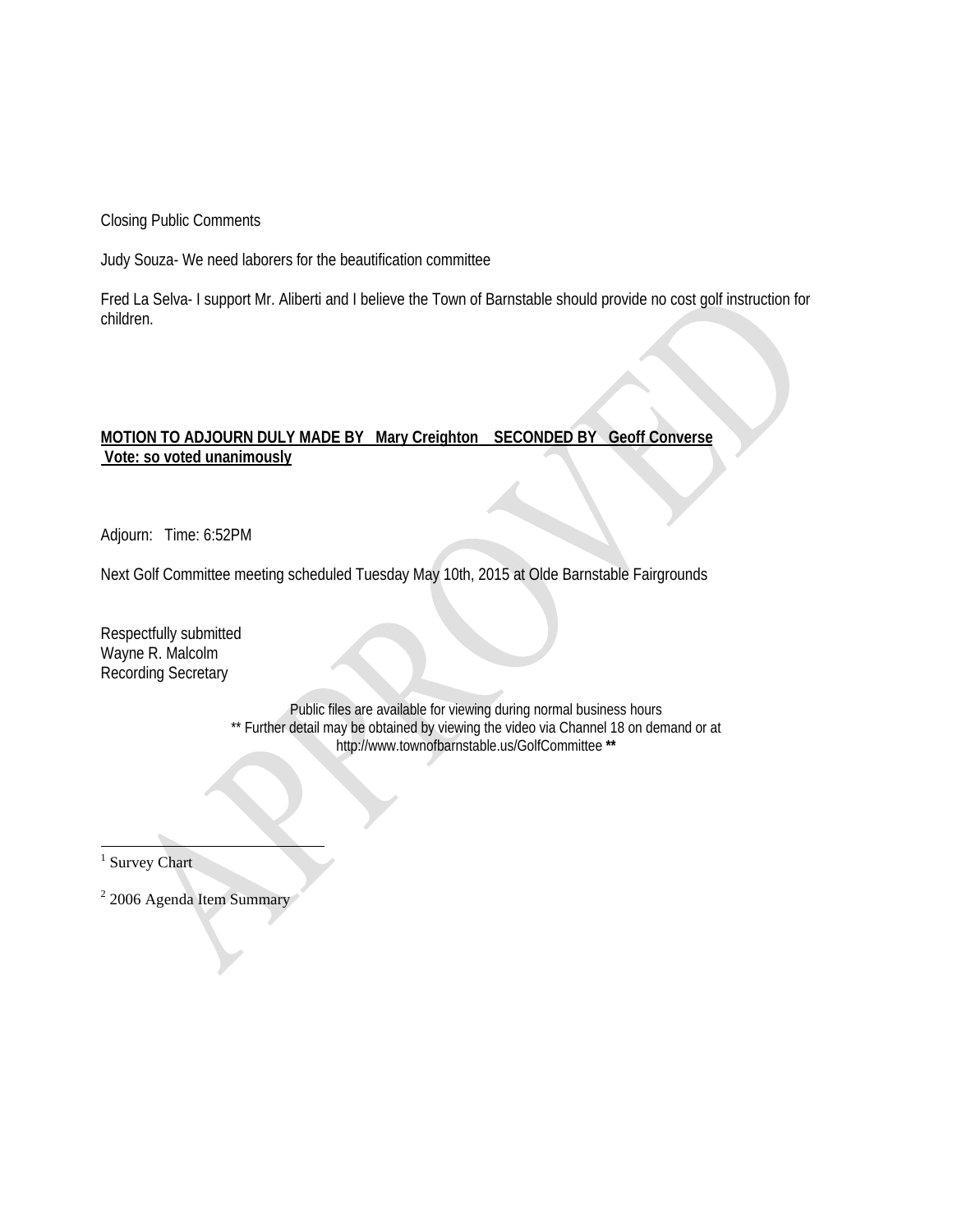Closing Public Comments

Judy Souza- We need laborers for the beautification committee

Fred La Selva- I support Mr. Aliberti and I believe the Town of Barnstable should provide no cost golf instruction for children.

**MOTION TO ADJOURN DULY MADE BY Mary Creighton SECONDED BY Geoff Converse Vote: so voted unanimously**

Adjourn: Time: 6:52PM

Next Golf Committee meeting scheduled Tuesday May 10th, 2015 at Olde Barnstable Fairgrounds

Respectfully submitted
Wayne R. Malcolm
Recording Secretary

Public files are available for viewing during normal business hours
** Further detail may be obtained by viewing the video via Channel 18 on demand or at http://www.townofbarnstable.us/GolfCommittee **

[1] Survey Chart

[2] 2006 Agenda Item Summary